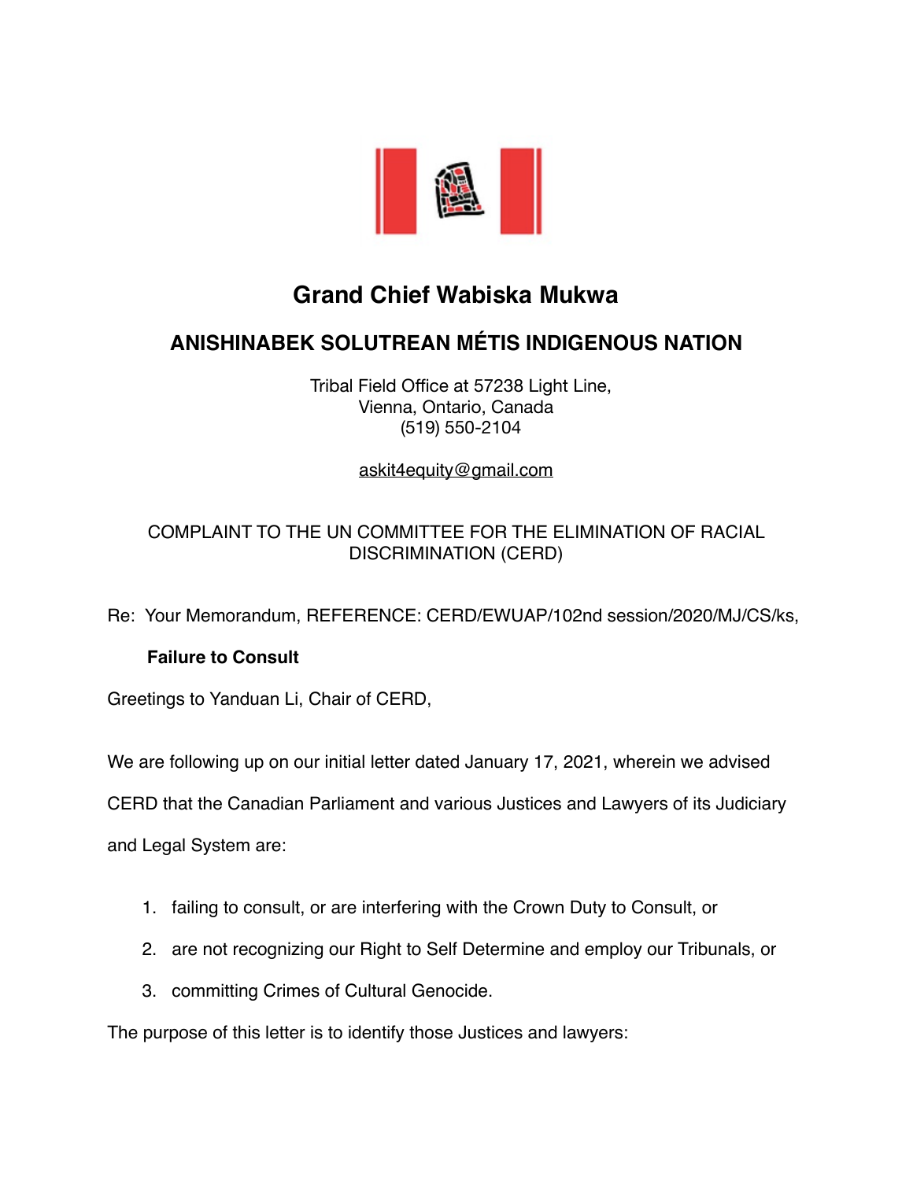# Grand Chief Wabiska Mukwa

## ANISHINABEK SOLUTREAN MÉTIS INDIGENOUS NATION

Tribal Field Office at 57238 Light Line,
Vienna, Ontario, Canada
(519) 550-2104

askit4equity@gmail.com

COMPLAINT TO THE UN COMMITTEE FOR THE ELIMINATION OF RACIAL DISCRIMINATION (CERD)

Re: Your Memorandum, REFERENCE: CERD/EWUAP/102nd session/2020/MJ/CS/ks,

**Failure to Consult**

Greetings to Yanduan Li, Chair of CERD,

We are following up on our initial letter dated January 17, 2021, wherein we advised CERD that the Canadian Parliament and various Justices and Lawyers of its Judiciary and Legal System are:

1. failing to consult, or are interfering with the Crown Duty to Consult, or
2. are not recognizing our Right to Self Determine and employ our Tribunals, or
3. committing Crimes of Cultural Genocide.

The purpose of this letter is to identify those Justices and lawyers: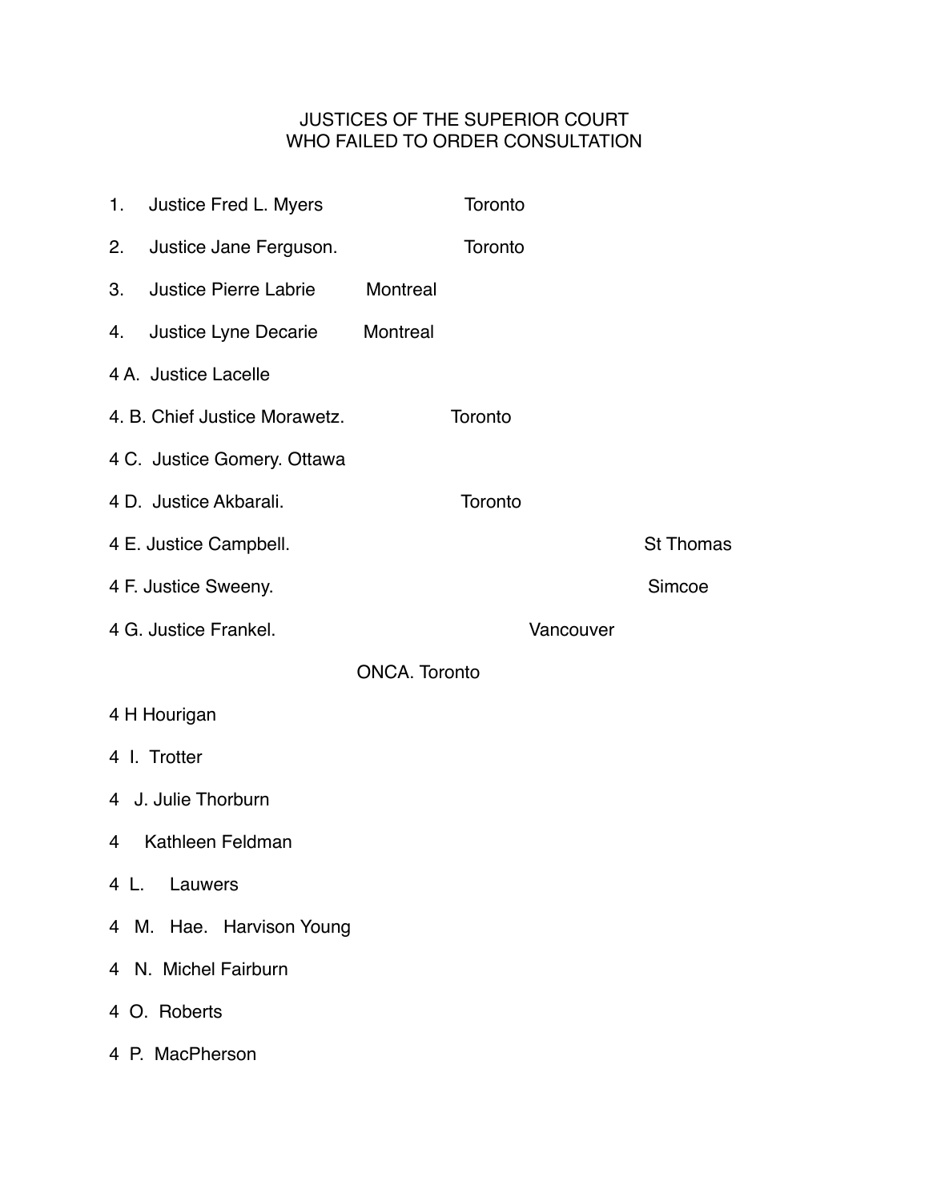# JUSTICES OF THE SUPERIOR COURT WHO FAILED TO ORDER CONSULTATION

1. Justice Fred L. Myers Toronto

2. Justice Jane Ferguson. Toronto

3. Justice Pierre Labrie Montreal

4. Justice Lyne Decarie Montreal

4 A. Justice Lacelle

4. B. Chief Justice Morawetz. Toronto

4 C. Justice Gomery. Ottawa

4 D. Justice Akbarali. Toronto

4 E. Justice Campbell. St Thomas

4 F. Justice Sweeny. Simcoe

4 G. Justice Frankel. Vancouver

ONCA. Toronto

4 H Hourigan

4 I. Trotter

4 J. Julie Thorburn

4 Kathleen Feldman

4 L. Lauwers

4 M. Hae. Harvison Young

4 N. Michel Fairburn

4 O. Roberts

4 P. MacPherson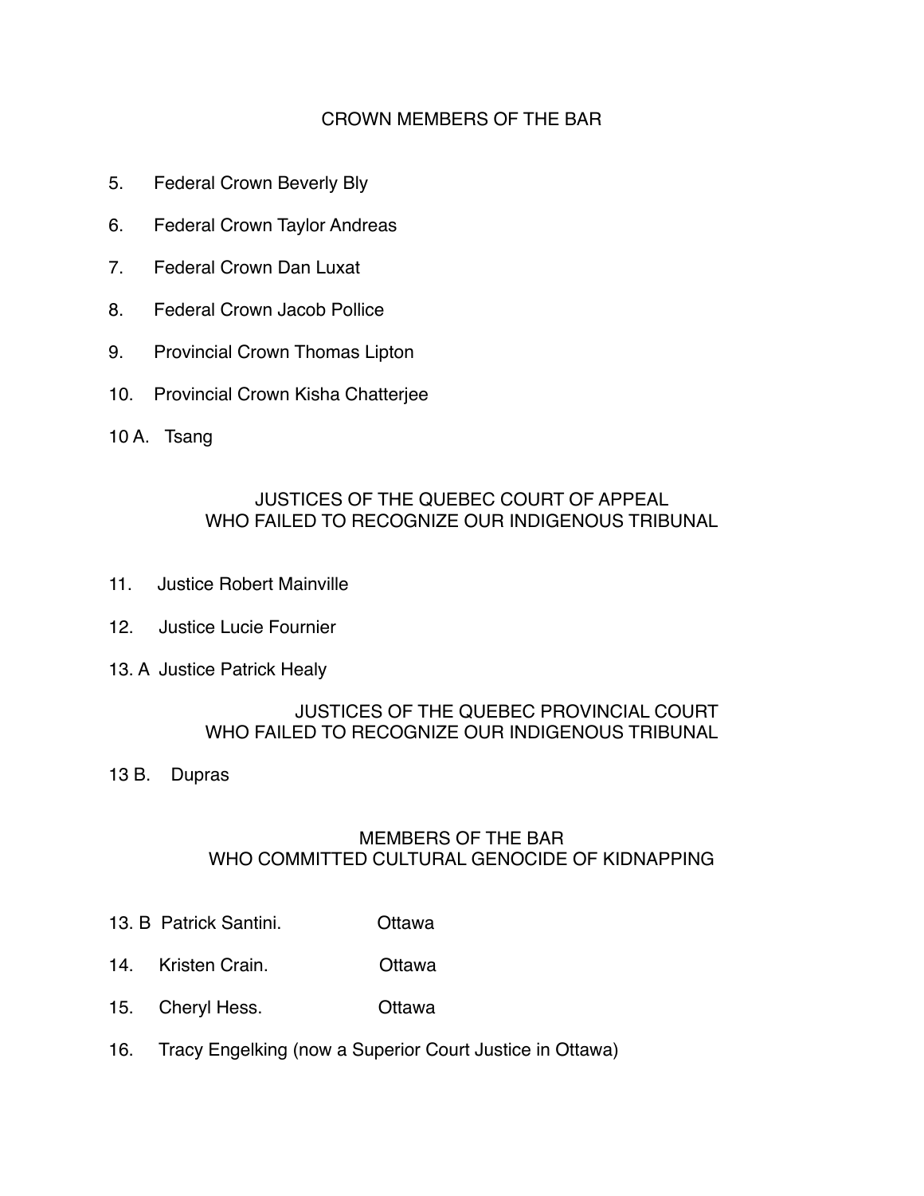## CROWN MEMBERS OF THE BAR

5. Federal Crown Beverly Bly

6. Federal Crown Taylor Andreas

7. Federal Crown Dan Luxat

8. Federal Crown Jacob Pollice

9. Provincial Crown Thomas Lipton

10. Provincial Crown Kisha Chatterjee

10 A. Tsang

## JUSTICES OF THE QUEBEC COURT OF APPEAL WHO FAILED TO RECOGNIZE OUR INDIGENOUS TRIBUNAL

11. Justice Robert Mainville

12. Justice Lucie Fournier

13. A Justice Patrick Healy

## JUSTICES OF THE QUEBEC PROVINCIAL COURT WHO FAILED TO RECOGNIZE OUR INDIGENOUS TRIBUNAL

13 B. Dupras

## MEMBERS OF THE BAR WHO COMMITTED CULTURAL GENOCIDE OF KIDNAPPING

13. B Patrick Santini. Ottawa

14. Kristen Crain. Ottawa

15. Cheryl Hess. Ottawa

16. Tracy Engelking (now a Superior Court Justice in Ottawa)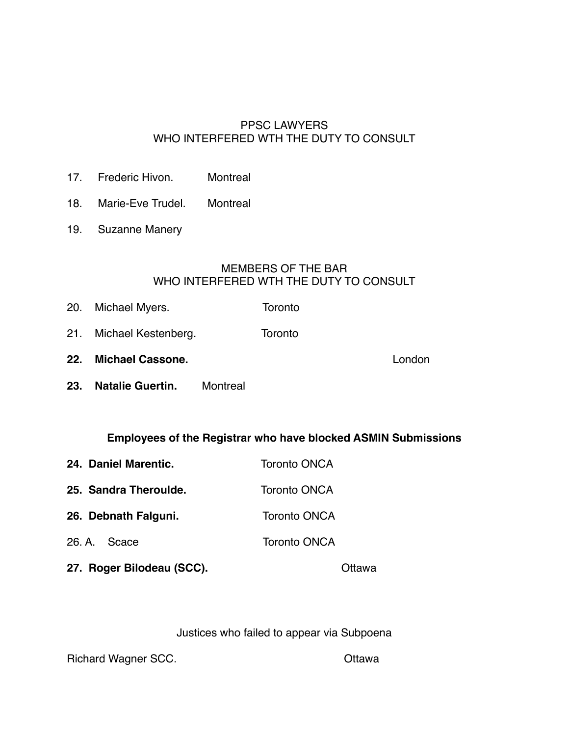PPSC LAWYERS
WHO INTERFERED WTH THE DUTY TO CONSULT

17. Frederic Hivon. Montreal

18. Marie-Eve Trudel. Montreal

19. Suzanne Manery

MEMBERS OF THE BAR
WHO INTERFERED WTH THE DUTY TO CONSULT

20. Michael Myers. Toronto

21. Michael Kestenberg. Toronto

**22. Michael Cassone.** London

**23. Natalie Guertin.** Montreal

**Employees of the Registrar who have blocked ASMIN Submissions**

**24. Daniel Marentic.** Toronto ONCA

**25. Sandra Theroulde.** Toronto ONCA

**26. Debnath Falguni.** Toronto ONCA

26. A. Scace Toronto ONCA

**27. Roger Bilodeau (SCC).** Ottawa

Justices who failed to appear via Subpoena

Richard Wagner SCC. Ottawa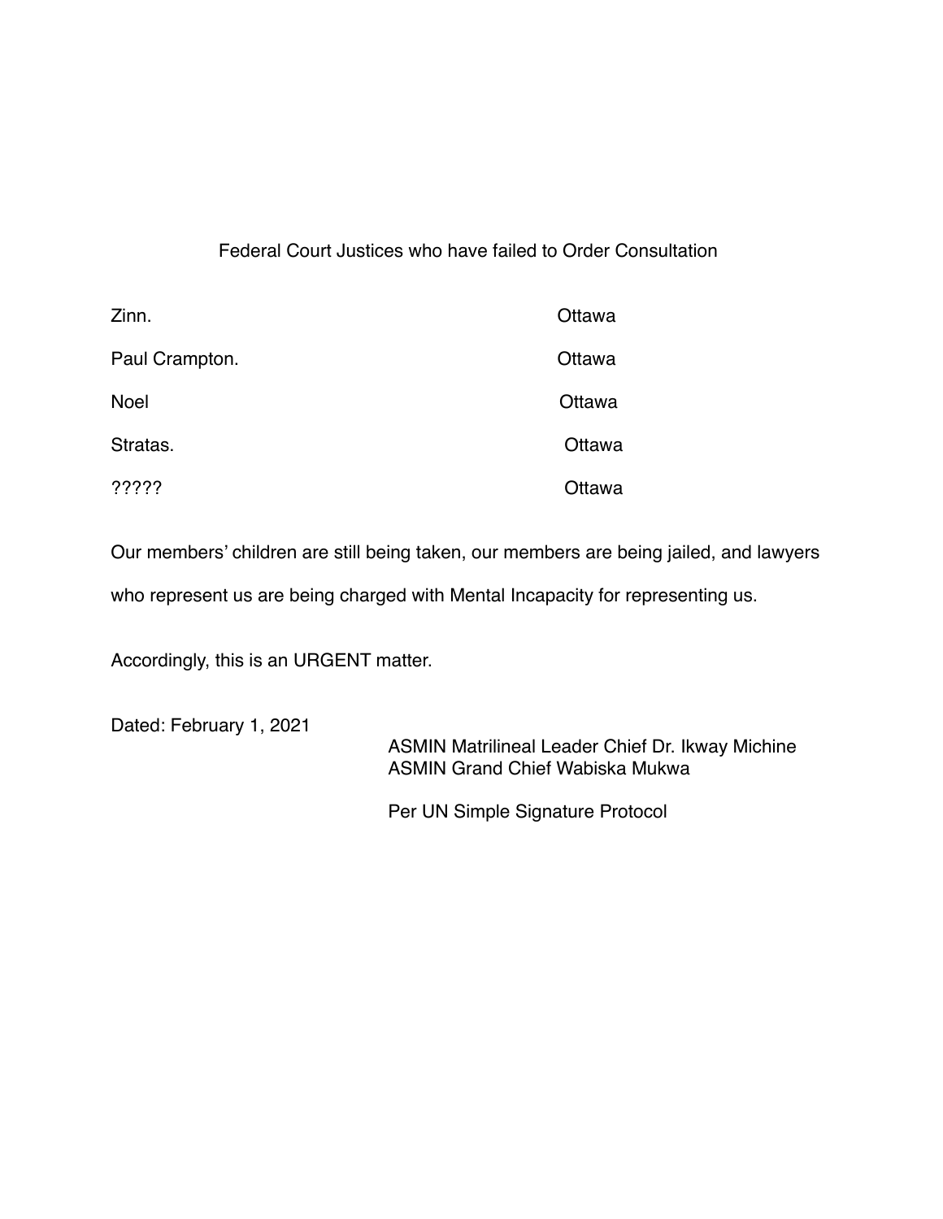Federal Court Justices who have failed to Order Consultation

| | |
|---|---|
| Zinn. | Ottawa |
| Paul Crampton. | Ottawa |
| Noel | Ottawa |
| Stratas. | Ottawa |
| ????? | Ottawa |

Our members' children are still being taken, our members are being jailed, and lawyers who represent us are being charged with Mental Incapacity for representing us.

Accordingly, this is an URGENT matter.

Dated: February 1, 2021

ASMIN Matrilineal Leader Chief Dr. Ikway Michine
ASMIN Grand Chief Wabiska Mukwa

Per UN Simple Signature Protocol